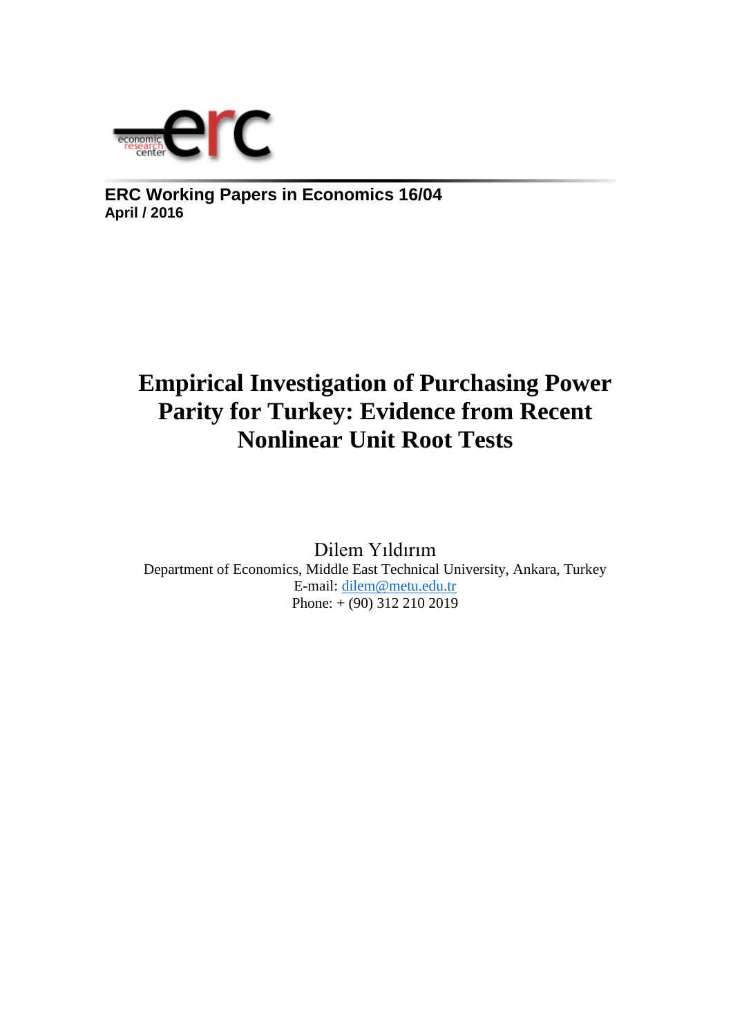**ERC Working Papers in Economics 16/04**
**April / 2016**

# Empirical Investigation of Purchasing Power Parity for Turkey: Evidence from Recent Nonlinear Unit Root Tests

Dilem Yıldırım
Department of Economics, Middle East Technical University, Ankara, Turkey
E-mail: dilem@metu.edu.tr
Phone: + (90) 312 210 2019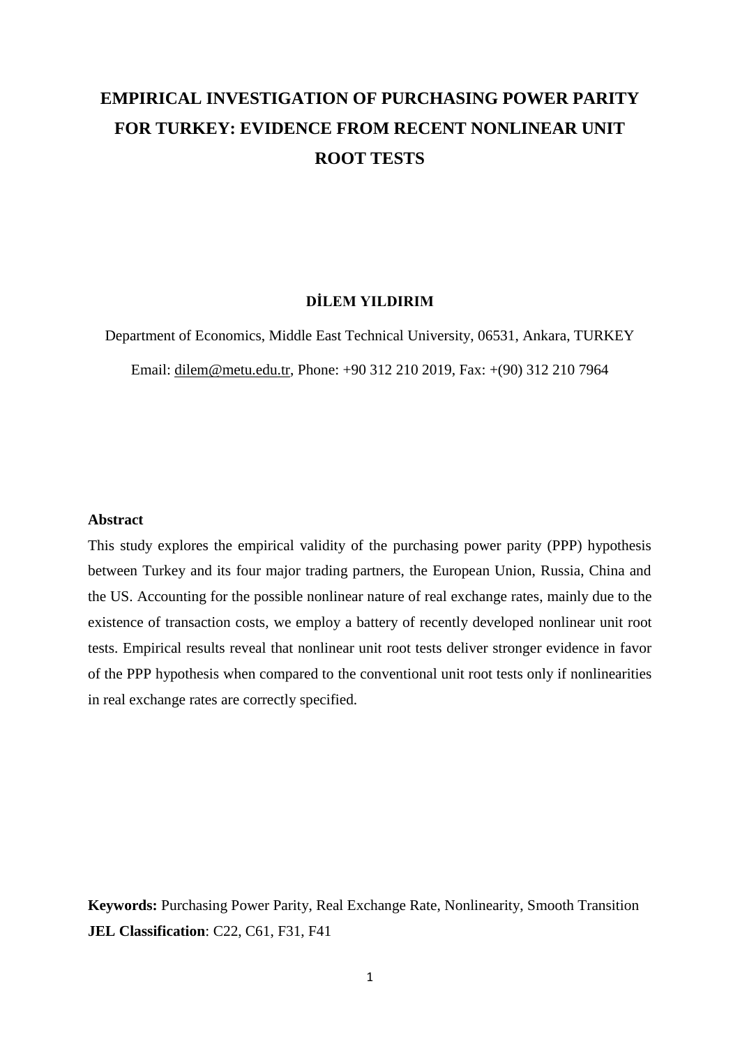# EMPIRICAL INVESTIGATION OF PURCHASING POWER PARITY FOR TURKEY: EVIDENCE FROM RECENT NONLINEAR UNIT ROOT TESTS

**DİLEM YILDIRIM**

Department of Economics, Middle East Technical University, 06531, Ankara, TURKEY

Email: dilem@metu.edu.tr, Phone: +90 312 210 2019, Fax: +(90) 312 210 7964

**Abstract**

This study explores the empirical validity of the purchasing power parity (PPP) hypothesis between Turkey and its four major trading partners, the European Union, Russia, China and the US. Accounting for the possible nonlinear nature of real exchange rates, mainly due to the existence of transaction costs, we employ a battery of recently developed nonlinear unit root tests. Empirical results reveal that nonlinear unit root tests deliver stronger evidence in favor of the PPP hypothesis when compared to the conventional unit root tests only if nonlinearities in real exchange rates are correctly specified.

**Keywords:** Purchasing Power Parity, Real Exchange Rate, Nonlinearity, Smooth Transition

**JEL Classification**: C22, C61, F31, F41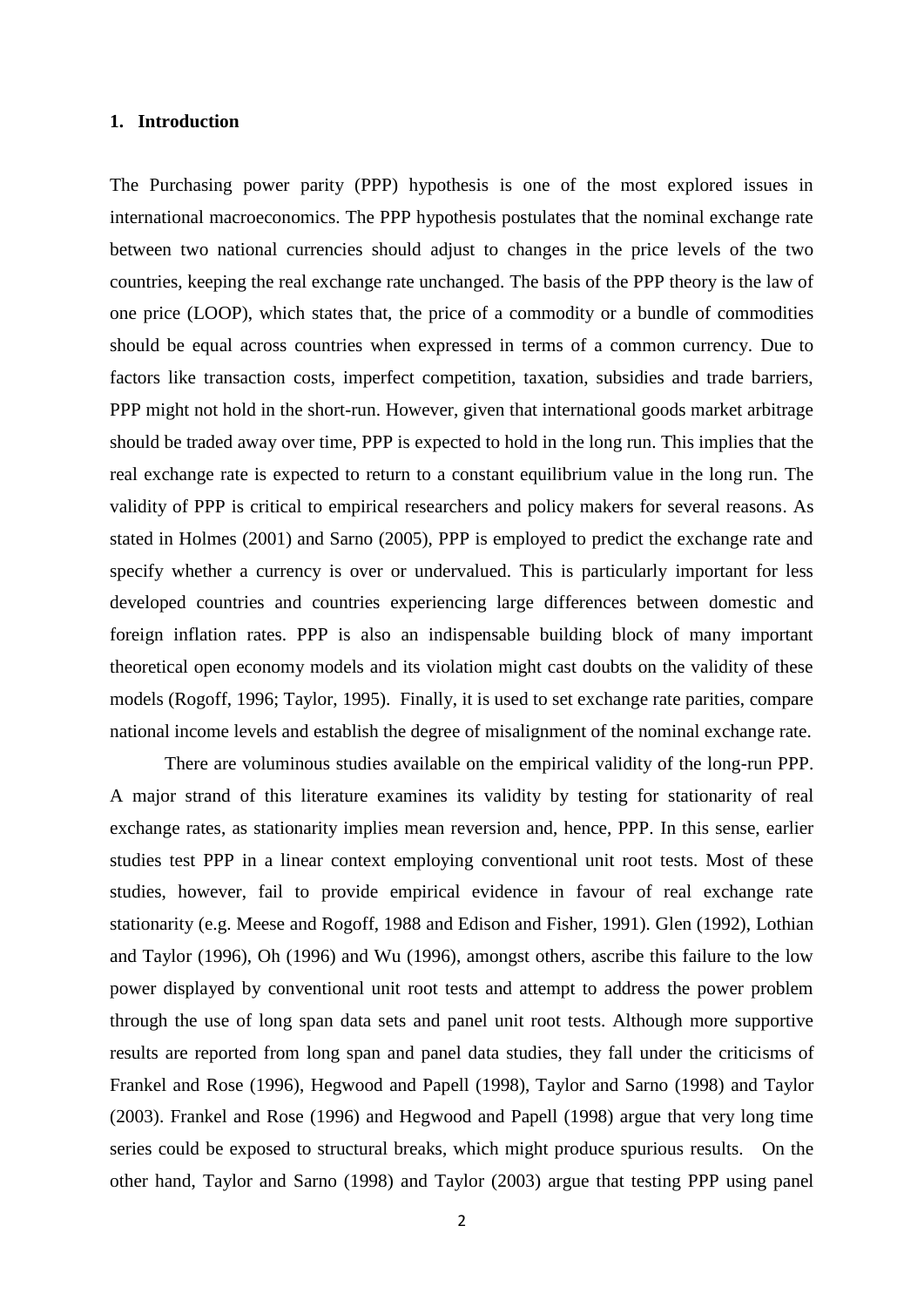## 1. Introduction

The Purchasing power parity (PPP) hypothesis is one of the most explored issues in international macroeconomics. The PPP hypothesis postulates that the nominal exchange rate between two national currencies should adjust to changes in the price levels of the two countries, keeping the real exchange rate unchanged. The basis of the PPP theory is the law of one price (LOOP), which states that, the price of a commodity or a bundle of commodities should be equal across countries when expressed in terms of a common currency. Due to factors like transaction costs, imperfect competition, taxation, subsidies and trade barriers, PPP might not hold in the short-run. However, given that international goods market arbitrage should be traded away over time, PPP is expected to hold in the long run. This implies that the real exchange rate is expected to return to a constant equilibrium value in the long run. The validity of PPP is critical to empirical researchers and policy makers for several reasons. As stated in Holmes (2001) and Sarno (2005), PPP is employed to predict the exchange rate and specify whether a currency is over or undervalued. This is particularly important for less developed countries and countries experiencing large differences between domestic and foreign inflation rates. PPP is also an indispensable building block of many important theoretical open economy models and its violation might cast doubts on the validity of these models (Rogoff, 1996; Taylor, 1995). Finally, it is used to set exchange rate parities, compare national income levels and establish the degree of misalignment of the nominal exchange rate.

There are voluminous studies available on the empirical validity of the long-run PPP. A major strand of this literature examines its validity by testing for stationarity of real exchange rates, as stationarity implies mean reversion and, hence, PPP. In this sense, earlier studies test PPP in a linear context employing conventional unit root tests. Most of these studies, however, fail to provide empirical evidence in favour of real exchange rate stationarity (e.g. Meese and Rogoff, 1988 and Edison and Fisher, 1991). Glen (1992), Lothian and Taylor (1996), Oh (1996) and Wu (1996), amongst others, ascribe this failure to the low power displayed by conventional unit root tests and attempt to address the power problem through the use of long span data sets and panel unit root tests. Although more supportive results are reported from long span and panel data studies, they fall under the criticisms of Frankel and Rose (1996), Hegwood and Papell (1998), Taylor and Sarno (1998) and Taylor (2003). Frankel and Rose (1996) and Hegwood and Papell (1998) argue that very long time series could be exposed to structural breaks, which might produce spurious results. On the other hand, Taylor and Sarno (1998) and Taylor (2003) argue that testing PPP using panel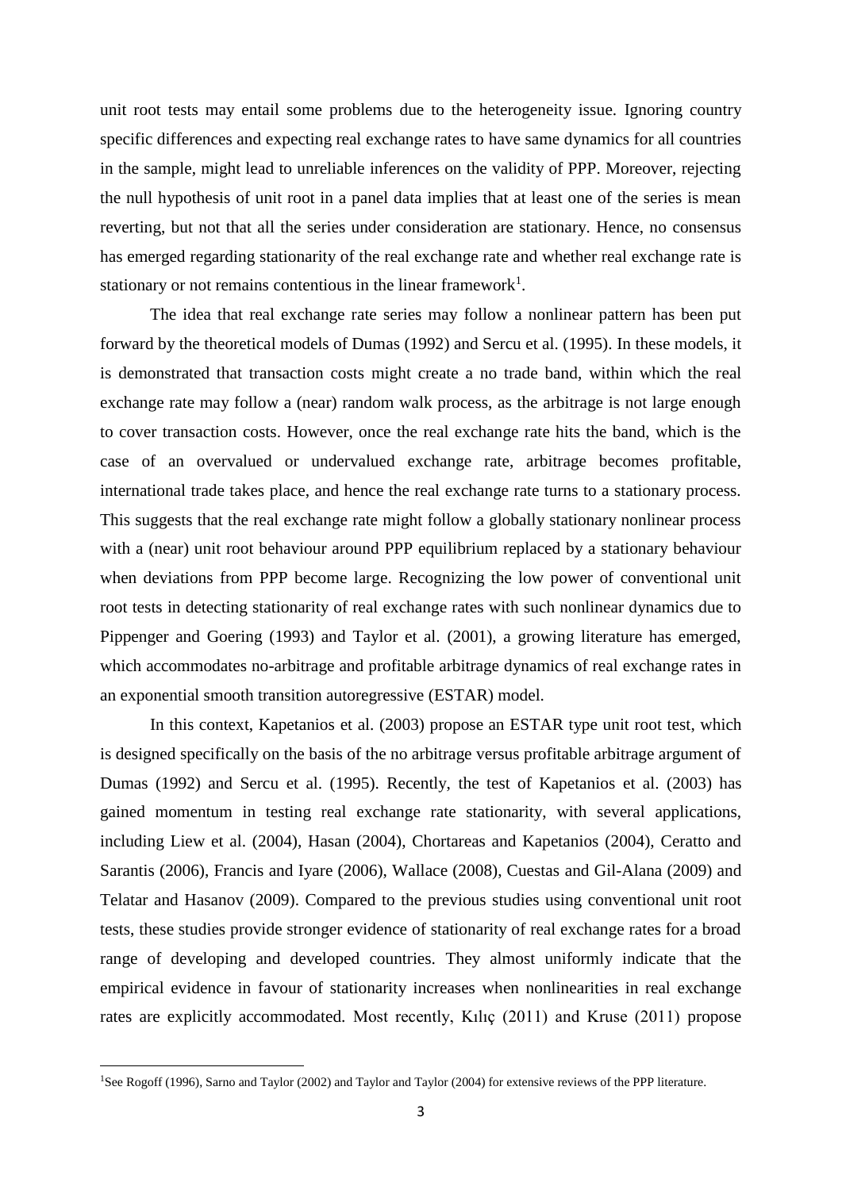unit root tests may entail some problems due to the heterogeneity issue. Ignoring country specific differences and expecting real exchange rates to have same dynamics for all countries in the sample, might lead to unreliable inferences on the validity of PPP. Moreover, rejecting the null hypothesis of unit root in a panel data implies that at least one of the series is mean reverting, but not that all the series under consideration are stationary. Hence, no consensus has emerged regarding stationarity of the real exchange rate and whether real exchange rate is stationary or not remains contentious in the linear framework[1].

The idea that real exchange rate series may follow a nonlinear pattern has been put forward by the theoretical models of Dumas (1992) and Sercu et al. (1995). In these models, it is demonstrated that transaction costs might create a no trade band, within which the real exchange rate may follow a (near) random walk process, as the arbitrage is not large enough to cover transaction costs. However, once the real exchange rate hits the band, which is the case of an overvalued or undervalued exchange rate, arbitrage becomes profitable, international trade takes place, and hence the real exchange rate turns to a stationary process. This suggests that the real exchange rate might follow a globally stationary nonlinear process with a (near) unit root behaviour around PPP equilibrium replaced by a stationary behaviour when deviations from PPP become large. Recognizing the low power of conventional unit root tests in detecting stationarity of real exchange rates with such nonlinear dynamics due to Pippenger and Goering (1993) and Taylor et al. (2001), a growing literature has emerged, which accommodates no-arbitrage and profitable arbitrage dynamics of real exchange rates in an exponential smooth transition autoregressive (ESTAR) model.

In this context, Kapetanios et al. (2003) propose an ESTAR type unit root test, which is designed specifically on the basis of the no arbitrage versus profitable arbitrage argument of Dumas (1992) and Sercu et al. (1995). Recently, the test of Kapetanios et al. (2003) has gained momentum in testing real exchange rate stationarity, with several applications, including Liew et al. (2004), Hasan (2004), Chortareas and Kapetanios (2004), Ceratto and Sarantis (2006), Francis and Iyare (2006), Wallace (2008), Cuestas and Gil-Alana (2009) and Telatar and Hasanov (2009). Compared to the previous studies using conventional unit root tests, these studies provide stronger evidence of stationarity of real exchange rates for a broad range of developing and developed countries. They almost uniformly indicate that the empirical evidence in favour of stationarity increases when nonlinearities in real exchange rates are explicitly accommodated. Most recently, Kılıç (2011) and Kruse (2011) propose

[1]See Rogoff (1996), Sarno and Taylor (2002) and Taylor and Taylor (2004) for extensive reviews of the PPP literature.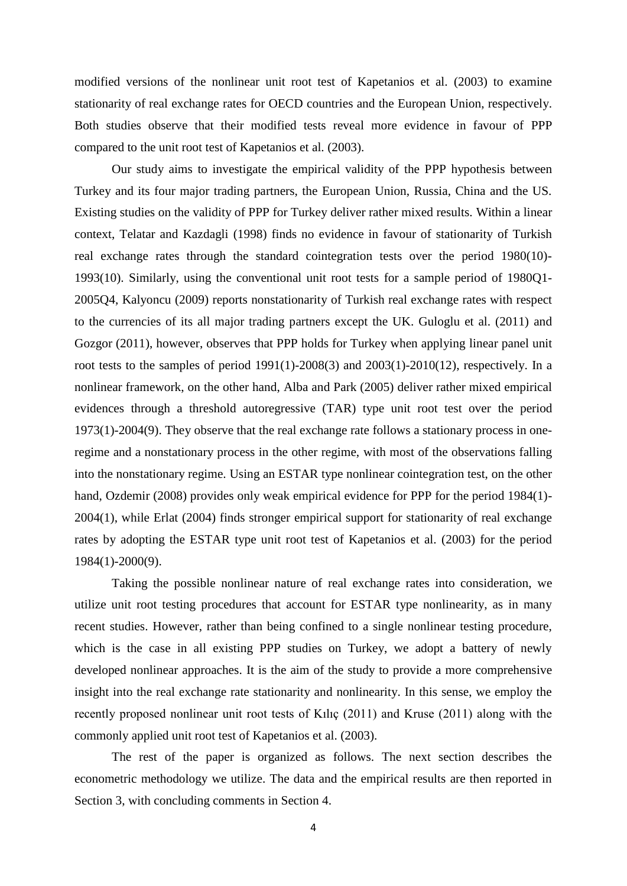modified versions of the nonlinear unit root test of Kapetanios et al. (2003) to examine stationarity of real exchange rates for OECD countries and the European Union, respectively. Both studies observe that their modified tests reveal more evidence in favour of PPP compared to the unit root test of Kapetanios et al. (2003).

Our study aims to investigate the empirical validity of the PPP hypothesis between Turkey and its four major trading partners, the European Union, Russia, China and the US. Existing studies on the validity of PPP for Turkey deliver rather mixed results. Within a linear context, Telatar and Kazdagli (1998) finds no evidence in favour of stationarity of Turkish real exchange rates through the standard cointegration tests over the period 1980(10)-1993(10). Similarly, using the conventional unit root tests for a sample period of 1980Q1-2005Q4, Kalyoncu (2009) reports nonstationarity of Turkish real exchange rates with respect to the currencies of its all major trading partners except the UK. Guloglu et al. (2011) and Gozgor (2011), however, observes that PPP holds for Turkey when applying linear panel unit root tests to the samples of period 1991(1)-2008(3) and 2003(1)-2010(12), respectively. In a nonlinear framework, on the other hand, Alba and Park (2005) deliver rather mixed empirical evidences through a threshold autoregressive (TAR) type unit root test over the period 1973(1)-2004(9). They observe that the real exchange rate follows a stationary process in one-regime and a nonstationary process in the other regime, with most of the observations falling into the nonstationary regime. Using an ESTAR type nonlinear cointegration test, on the other hand, Ozdemir (2008) provides only weak empirical evidence for PPP for the period 1984(1)-2004(1), while Erlat (2004) finds stronger empirical support for stationarity of real exchange rates by adopting the ESTAR type unit root test of Kapetanios et al. (2003) for the period 1984(1)-2000(9).

Taking the possible nonlinear nature of real exchange rates into consideration, we utilize unit root testing procedures that account for ESTAR type nonlinearity, as in many recent studies. However, rather than being confined to a single nonlinear testing procedure, which is the case in all existing PPP studies on Turkey, we adopt a battery of newly developed nonlinear approaches. It is the aim of the study to provide a more comprehensive insight into the real exchange rate stationarity and nonlinearity. In this sense, we employ the recently proposed nonlinear unit root tests of Kılıç (2011) and Kruse (2011) along with the commonly applied unit root test of Kapetanios et al. (2003).

The rest of the paper is organized as follows. The next section describes the econometric methodology we utilize. The data and the empirical results are then reported in Section 3, with concluding comments in Section 4.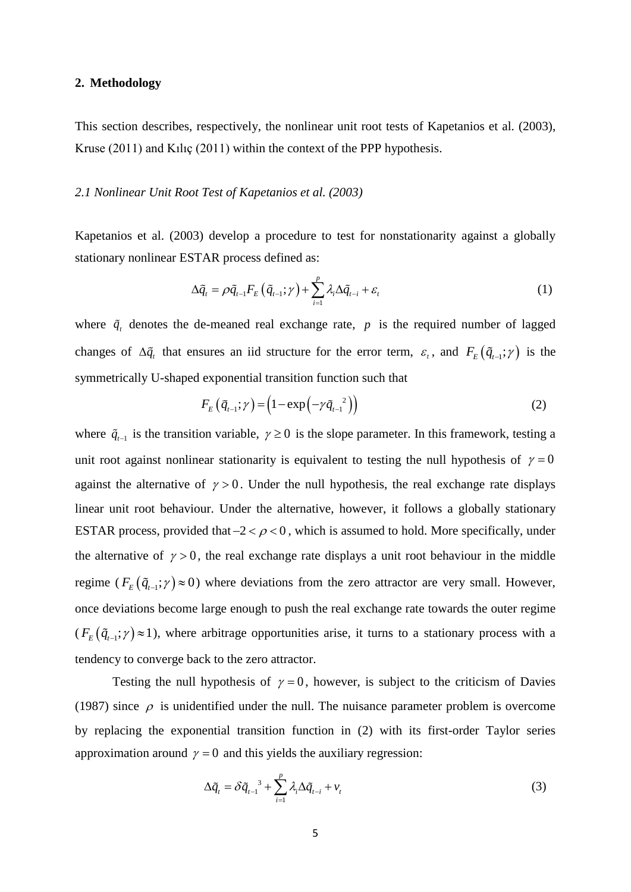## 2. Methodology

This section describes, respectively, the nonlinear unit root tests of Kapetanios et al. (2003), Kruse (2011) and Kılıç (2011) within the context of the PPP hypothesis.

### *2.1 Nonlinear Unit Root Test of Kapetanios et al. (2003)*

Kapetanios et al. (2003) develop a procedure to test for nonstationarity against a globally stationary nonlinear ESTAR process defined as:

$$\Delta\tilde{q}_t = \rho\tilde{q}_{t-1}F_E\left(\tilde{q}_{t-1};\gamma\right) + \sum_{i=1}^{p}\lambda_i\Delta\tilde{q}_{t-i} + \varepsilon_t \tag{1}$$

where $\tilde{q}_t$ denotes the de-meaned real exchange rate, $p$ is the required number of lagged changes of $\Delta\tilde{q}_t$ that ensures an iid structure for the error term, $\varepsilon_t$, and $F_E\left(\tilde{q}_{t-1};\gamma\right)$ is the symmetrically U-shaped exponential transition function such that

$$F_E\left(\tilde{q}_{t-1};\gamma\right) = \left(1 - \exp\left(-\gamma\tilde{q}_{t-1}{}^2\right)\right) \tag{2}$$

where $\tilde{q}_{t-1}$ is the transition variable, $\gamma \geq 0$ is the slope parameter. In this framework, testing a unit root against nonlinear stationarity is equivalent to testing the null hypothesis of $\gamma = 0$ against the alternative of $\gamma > 0$. Under the null hypothesis, the real exchange rate displays linear unit root behaviour. Under the alternative, however, it follows a globally stationary ESTAR process, provided that $-2 < \rho < 0$, which is assumed to hold. More specifically, under the alternative of $\gamma > 0$, the real exchange rate displays a unit root behaviour in the middle regime ($F_E\left(\tilde{q}_{t-1};\gamma\right) \approx 0$) where deviations from the zero attractor are very small. However, once deviations become large enough to push the real exchange rate towards the outer regime ($F_E\left(\tilde{q}_{t-1};\gamma\right) \approx 1$), where arbitrage opportunities arise, it turns to a stationary process with a tendency to converge back to the zero attractor.

Testing the null hypothesis of $\gamma = 0$, however, is subject to the criticism of Davies (1987) since $\rho$ is unidentified under the null. The nuisance parameter problem is overcome by replacing the exponential transition function in (2) with its first-order Taylor series approximation around $\gamma = 0$ and this yields the auxiliary regression:

$$\Delta\tilde{q}_t = \delta\tilde{q}_{t-1}{}^3 + \sum_{i=1}^{p}\lambda_i\Delta\tilde{q}_{t-i} + v_t \tag{3}$$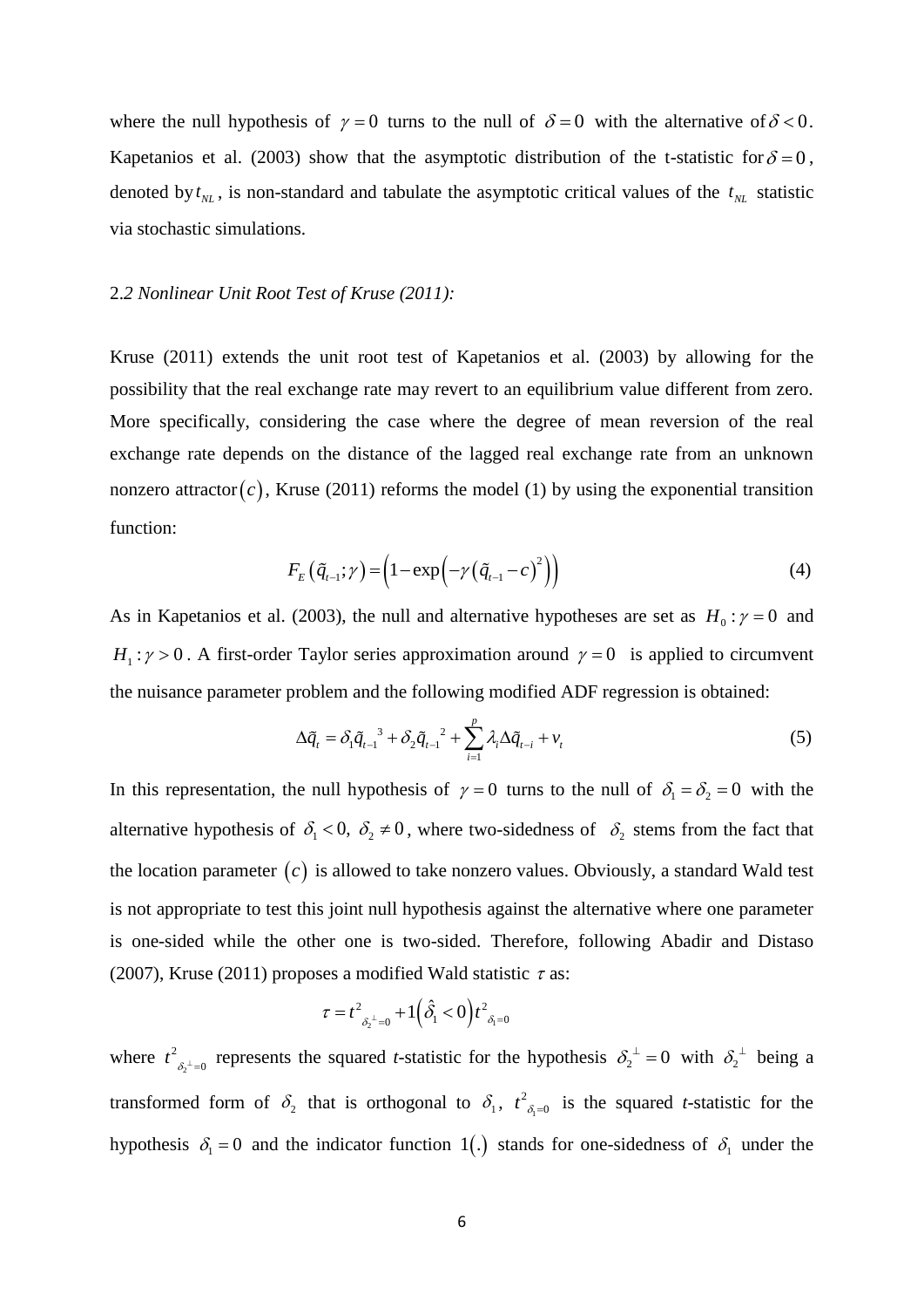where the null hypothesis of $\gamma = 0$ turns to the null of $\delta = 0$ with the alternative of $\delta < 0$. Kapetanios et al. (2003) show that the asymptotic distribution of the t-statistic for $\delta = 0$, denoted by $t_{NL}$, is non-standard and tabulate the asymptotic critical values of the $t_{NL}$ statistic via stochastic simulations.

### 2.2 *Nonlinear Unit Root Test of Kruse (2011):*

Kruse (2011) extends the unit root test of Kapetanios et al. (2003) by allowing for the possibility that the real exchange rate may revert to an equilibrium value different from zero. More specifically, considering the case where the degree of mean reversion of the real exchange rate depends on the distance of the lagged real exchange rate from an unknown nonzero attractor $(c)$, Kruse (2011) reforms the model (1) by using the exponential transition function:

$$F_E\left(\tilde{q}_{t-1};\gamma\right) = \left(1 - \exp\left(-\gamma\left(\tilde{q}_{t-1} - c\right)^2\right)\right) \tag{4}$$

As in Kapetanios et al. (2003), the null and alternative hypotheses are set as $H_0 : \gamma = 0$ and $H_1 : \gamma > 0$. A first-order Taylor series approximation around $\gamma = 0$ is applied to circumvent the nuisance parameter problem and the following modified ADF regression is obtained:

$$\Delta\tilde{q}_t = \delta_1 \tilde{q}_{t-1}^{\;3} + \delta_2 \tilde{q}_{t-1}^{\;2} + \sum_{i=1}^{p} \lambda_i \Delta\tilde{q}_{t-i} + v_t \tag{5}$$

In this representation, the null hypothesis of $\gamma = 0$ turns to the null of $\delta_1 = \delta_2 = 0$ with the alternative hypothesis of $\delta_1 < 0,\ \delta_2 \neq 0$, where two-sidedness of $\delta_2$ stems from the fact that the location parameter $(c)$ is allowed to take nonzero values. Obviously, a standard Wald test is not appropriate to test this joint null hypothesis against the alternative where one parameter is one-sided while the other one is two-sided. Therefore, following Abadir and Distaso (2007), Kruse (2011) proposes a modified Wald statistic $\tau$ as:

$$\tau = t^2_{\delta_2^{\perp}=0} + 1\left(\hat{\delta}_1 < 0\right) t^2_{\delta_1=0}$$

where $t^2_{\delta_2^{\perp}=0}$ represents the squared *t*-statistic for the hypothesis $\delta_2^{\perp} = 0$ with $\delta_2^{\perp}$ being a transformed form of $\delta_2$ that is orthogonal to $\delta_1$, $t^2_{\delta_1=0}$ is the squared *t*-statistic for the hypothesis $\delta_1 = 0$ and the indicator function $1(.)$ stands for one-sidedness of $\delta_1$ under the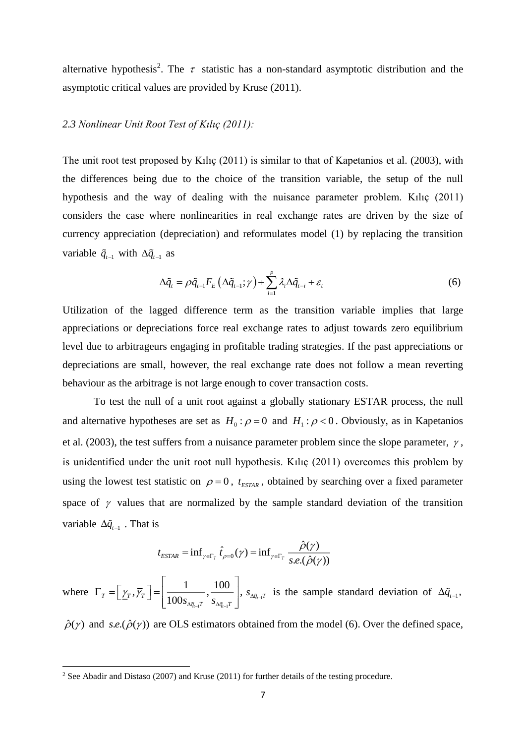alternative hypothesis[2]. The $\tau$ statistic has a non-standard asymptotic distribution and the asymptotic critical values are provided by Kruse (2011).

### *2.3 Nonlinear Unit Root Test of Kılıç (2011):*

The unit root test proposed by Kılıç (2011) is similar to that of Kapetanios et al. (2003), with the differences being due to the choice of the transition variable, the setup of the null hypothesis and the way of dealing with the nuisance parameter problem. Kılıç (2011) considers the case where nonlinearities in real exchange rates are driven by the size of currency appreciation (depreciation) and reformulates model (1) by replacing the transition variable $\tilde{q}_{t-1}$ with $\Delta\tilde{q}_{t-1}$ as

$$\Delta\tilde{q}_t = \rho\tilde{q}_{t-1}F_E\left(\Delta\tilde{q}_{t-1};\gamma\right) + \sum_{i=1}^{p}\lambda_i\Delta\tilde{q}_{t-i} + \varepsilon_t \tag{6}$$

Utilization of the lagged difference term as the transition variable implies that large appreciations or depreciations force real exchange rates to adjust towards zero equilibrium level due to arbitrageurs engaging in profitable trading strategies. If the past appreciations or depreciations are small, however, the real exchange rate does not follow a mean reverting behaviour as the arbitrage is not large enough to cover transaction costs.

To test the null of a unit root against a globally stationary ESTAR process, the null and alternative hypotheses are set as $H_0 : \rho = 0$ and $H_1 : \rho < 0$. Obviously, as in Kapetanios et al. (2003), the test suffers from a nuisance parameter problem since the slope parameter, $\gamma$, is unidentified under the unit root null hypothesis. Kılıç (2011) overcomes this problem by using the lowest test statistic on $\rho = 0$, $t_{ESTAR}$, obtained by searching over a fixed parameter space of $\gamma$ values that are normalized by the sample standard deviation of the transition variable $\Delta\tilde{q}_{t-1}$. That is

$$t_{ESTAR} = \inf\nolimits_{\gamma\in\Gamma_T} \hat{t}_{\rho=0}(\gamma) = \inf\nolimits_{\gamma\in\Gamma_T} \frac{\hat{\rho}(\gamma)}{s.e.(\hat{\rho}(\gamma))}$$

where $\Gamma_T = \left[\underline{\gamma}_T, \overline{\gamma}_T\right] = \left[\dfrac{1}{100 s_{\Delta\tilde{q}_{t-1}T}}, \dfrac{100}{s_{\Delta\tilde{q}_{t-1}T}}\right]$, $s_{\Delta\tilde{q}_{t-1}T}$ is the sample standard deviation of $\Delta\tilde{q}_{t-1}$, $\hat{\rho}(\gamma)$ and $s.e.(\hat{\rho}(\gamma))$ are OLS estimators obtained from the model (6). Over the defined space,

---

[2] See Abadir and Distaso (2007) and Kruse (2011) for further details of the testing procedure.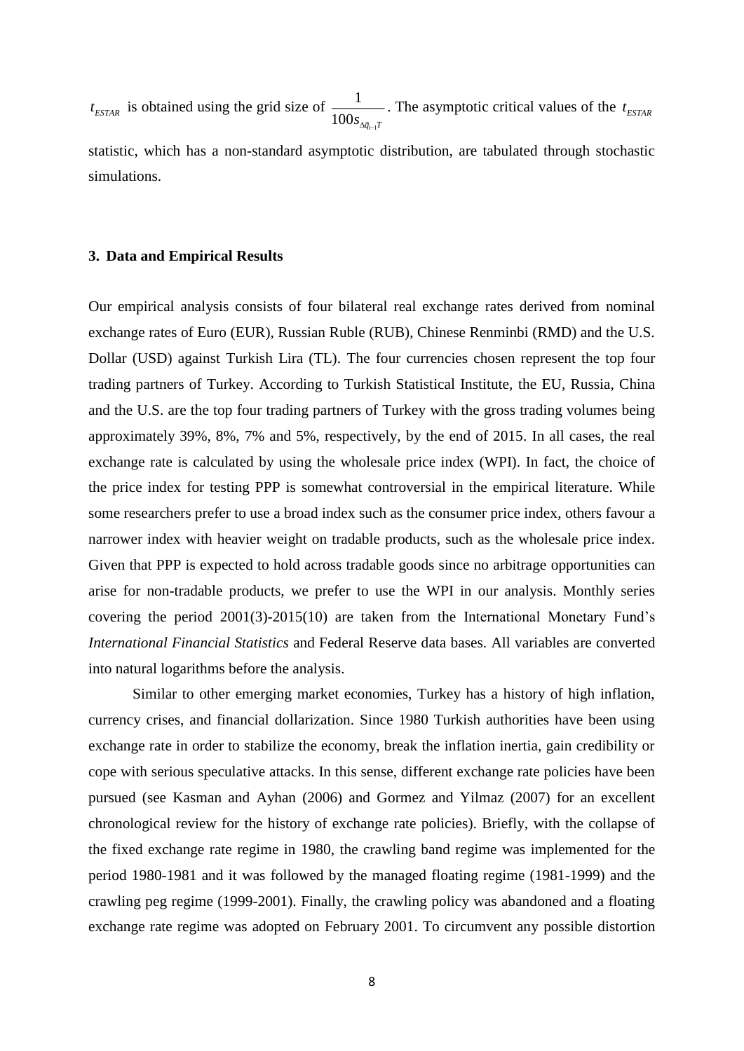$t_{ESTAR}$ is obtained using the grid size of $\frac{1}{100 s_{\Delta \tilde{q}_{t-1} T}}$. The asymptotic critical values of the $t_{ESTAR}$ statistic, which has a non-standard asymptotic distribution, are tabulated through stochastic simulations.

### 3. Data and Empirical Results

Our empirical analysis consists of four bilateral real exchange rates derived from nominal exchange rates of Euro (EUR), Russian Ruble (RUB), Chinese Renminbi (RMD) and the U.S. Dollar (USD) against Turkish Lira (TL). The four currencies chosen represent the top four trading partners of Turkey. According to Turkish Statistical Institute, the EU, Russia, China and the U.S. are the top four trading partners of Turkey with the gross trading volumes being approximately 39%, 8%, 7% and 5%, respectively, by the end of 2015. In all cases, the real exchange rate is calculated by using the wholesale price index (WPI). In fact, the choice of the price index for testing PPP is somewhat controversial in the empirical literature. While some researchers prefer to use a broad index such as the consumer price index, others favour a narrower index with heavier weight on tradable products, such as the wholesale price index. Given that PPP is expected to hold across tradable goods since no arbitrage opportunities can arise for non-tradable products, we prefer to use the WPI in our analysis. Monthly series covering the period 2001(3)-2015(10) are taken from the International Monetary Fund's *International Financial Statistics* and Federal Reserve data bases. All variables are converted into natural logarithms before the analysis.

Similar to other emerging market economies, Turkey has a history of high inflation, currency crises, and financial dollarization. Since 1980 Turkish authorities have been using exchange rate in order to stabilize the economy, break the inflation inertia, gain credibility or cope with serious speculative attacks. In this sense, different exchange rate policies have been pursued (see Kasman and Ayhan (2006) and Gormez and Yilmaz (2007) for an excellent chronological review for the history of exchange rate policies). Briefly, with the collapse of the fixed exchange rate regime in 1980, the crawling band regime was implemented for the period 1980-1981 and it was followed by the managed floating regime (1981-1999) and the crawling peg regime (1999-2001). Finally, the crawling policy was abandoned and a floating exchange rate regime was adopted on February 2001. To circumvent any possible distortion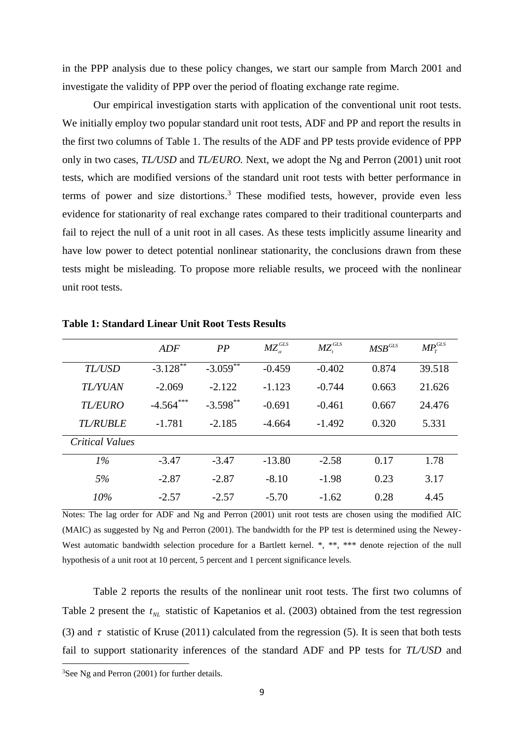in the PPP analysis due to these policy changes, we start our sample from March 2001 and investigate the validity of PPP over the period of floating exchange rate regime.

Our empirical investigation starts with application of the conventional unit root tests. We initially employ two popular standard unit root tests, ADF and PP and report the results in the first two columns of Table 1. The results of the ADF and PP tests provide evidence of PPP only in two cases, *TL/USD* and *TL/EURO.* Next, we adopt the Ng and Perron (2001) unit root tests, which are modified versions of the standard unit root tests with better performance in terms of power and size distortions.[3] These modified tests, however, provide even less evidence for stationarity of real exchange rates compared to their traditional counterparts and fail to reject the null of a unit root in all cases. As these tests implicitly assume linearity and have low power to detect potential nonlinear stationarity, the conclusions drawn from these tests might be misleading. To propose more reliable results, we proceed with the nonlinear unit root tests.

**Table 1: Standard Linear Unit Root Tests Results**

| | *ADF* | *PP* | $MZ_{\alpha}^{GLS}$ | $MZ_{t}^{GLS}$ | $MSB^{GLS}$ | $MP_{T}^{GLS}$ |
|---|---|---|---|---|---|---|
| *TL/USD* | -3.128** | -3.059** | -0.459 | -0.402 | 0.874 | 39.518 |
| *TL/YUAN* | -2.069 | -2.122 | -1.123 | -0.744 | 0.663 | 21.626 |
| *TL/EURO* | -4.564*** | -3.598** | -0.691 | -0.461 | 0.667 | 24.476 |
| *TL/RUBLE* | -1.781 | -2.185 | -4.664 | -1.492 | 0.320 | 5.331 |
| *Critical Values* | | | | | | |
| *1%* | -3.47 | -3.47 | -13.80 | -2.58 | 0.17 | 1.78 |
| *5%* | -2.87 | -2.87 | -8.10 | -1.98 | 0.23 | 3.17 |
| *10%* | -2.57 | -2.57 | -5.70 | -1.62 | 0.28 | 4.45 |

Notes: The lag order for ADF and Ng and Perron (2001) unit root tests are chosen using the modified AIC (MAIC) as suggested by Ng and Perron (2001). The bandwidth for the PP test is determined using the Newey-West automatic bandwidth selection procedure for a Bartlett kernel. *, **, *** denote rejection of the null hypothesis of a unit root at 10 percent, 5 percent and 1 percent significance levels.

Table 2 reports the results of the nonlinear unit root tests. The first two columns of Table 2 present the $t_{NL}$ statistic of Kapetanios et al. (2003) obtained from the test regression (3) and $\tau$ statistic of Kruse (2011) calculated from the regression (5). It is seen that both tests fail to support stationarity inferences of the standard ADF and PP tests for *TL/USD* and

[3] See Ng and Perron (2001) for further details.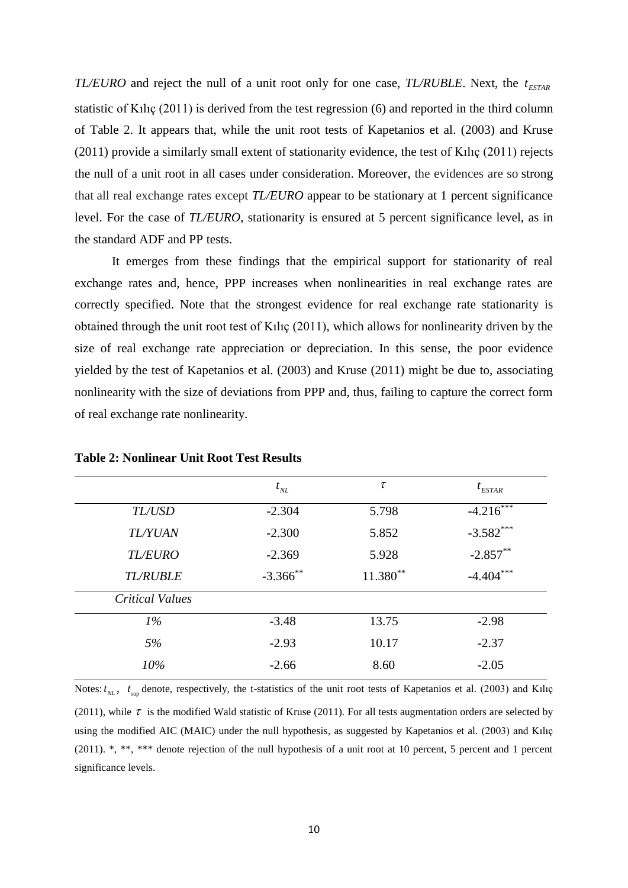*TL/EURO* and reject the null of a unit root only for one case, *TL/RUBLE*. Next, the $t_{ESTAR}$ statistic of Kılıç (2011) is derived from the test regression (6) and reported in the third column of Table 2. It appears that, while the unit root tests of Kapetanios et al. (2003) and Kruse (2011) provide a similarly small extent of stationarity evidence, the test of Kılıç (2011) rejects the null of a unit root in all cases under consideration. Moreover, the evidences are so strong that all real exchange rates except *TL/EURO* appear to be stationary at 1 percent significance level. For the case of *TL/EURO*, stationarity is ensured at 5 percent significance level, as in the standard ADF and PP tests.

It emerges from these findings that the empirical support for stationarity of real exchange rates and, hence, PPP increases when nonlinearities in real exchange rates are correctly specified. Note that the strongest evidence for real exchange rate stationarity is obtained through the unit root test of Kılıç (2011), which allows for nonlinearity driven by the size of real exchange rate appreciation or depreciation. In this sense, the poor evidence yielded by the test of Kapetanios et al. (2003) and Kruse (2011) might be due to, associating nonlinearity with the size of deviations from PPP and, thus, failing to capture the correct form of real exchange rate nonlinearity.

**Table 2: Nonlinear Unit Root Test Results**

| | $t_{NL}$ | $\tau$ | $t_{ESTAR}$ |
|---|---|---|---|
| *TL/USD* | -2.304 | 5.798 | -4.216*** |
| *TL/YUAN* | -2.300 | 5.852 | -3.582*** |
| *TL/EURO* | -2.369 | 5.928 | -2.857** |
| *TL/RUBLE* | -3.366** | 11.380** | -4.404*** |
| *Critical Values* | | | |
| *1%* | -3.48 | 13.75 | -2.98 |
| *5%* | -2.93 | 10.17 | -2.37 |
| *10%* | -2.66 | 8.60 | -2.05 |

Notes: $t_{NL}$, $t_{\sup}$ denote, respectively, the t-statistics of the unit root tests of Kapetanios et al. (2003) and Kılıç (2011), while $\tau$ is the modified Wald statistic of Kruse (2011). For all tests augmentation orders are selected by using the modified AIC (MAIC) under the null hypothesis, as suggested by Kapetanios et al. (2003) and Kılıç (2011). *, **, *** denote rejection of the null hypothesis of a unit root at 10 percent, 5 percent and 1 percent significance levels.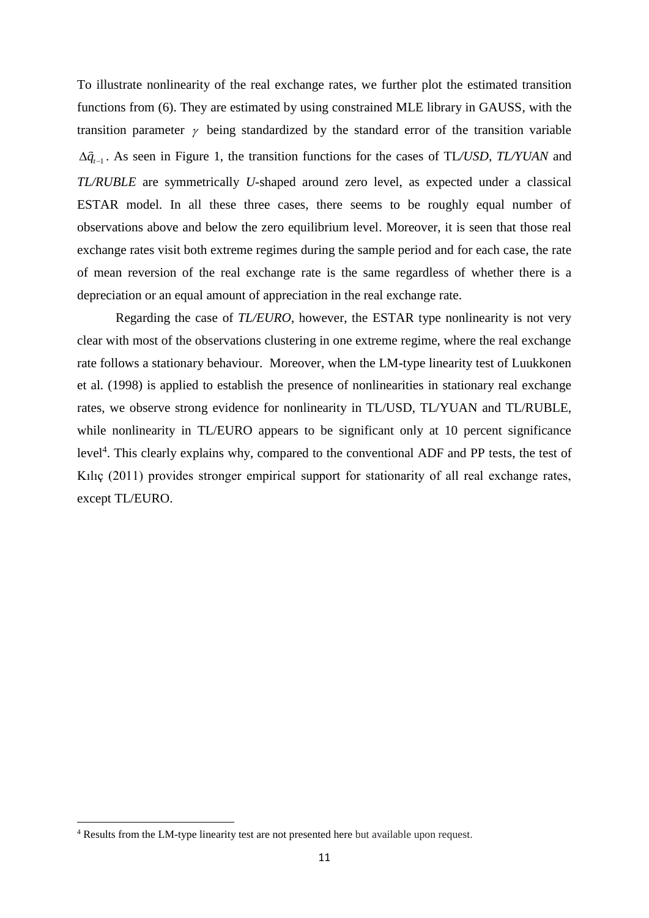To illustrate nonlinearity of the real exchange rates, we further plot the estimated transition functions from (6). They are estimated by using constrained MLE library in GAUSS, with the transition parameter $\gamma$ being standardized by the standard error of the transition variable $\Delta\hat{q}_{t-1}$. As seen in Figure 1, the transition functions for the cases of TL*/USD, TL/YUAN* and *TL/RUBLE* are symmetrically *U*-shaped around zero level, as expected under a classical ESTAR model. In all these three cases, there seems to be roughly equal number of observations above and below the zero equilibrium level. Moreover, it is seen that those real exchange rates visit both extreme regimes during the sample period and for each case, the rate of mean reversion of the real exchange rate is the same regardless of whether there is a depreciation or an equal amount of appreciation in the real exchange rate.

Regarding the case of *TL/EURO*, however, the ESTAR type nonlinearity is not very clear with most of the observations clustering in one extreme regime, where the real exchange rate follows a stationary behaviour. Moreover, when the LM-type linearity test of Luukkonen et al. (1998) is applied to establish the presence of nonlinearities in stationary real exchange rates, we observe strong evidence for nonlinearity in TL/USD, TL/YUAN and TL/RUBLE, while nonlinearity in TL/EURO appears to be significant only at 10 percent significance level[4]. This clearly explains why, compared to the conventional ADF and PP tests, the test of Kılıç (2011) provides stronger empirical support for stationarity of all real exchange rates, except TL/EURO.

[4] Results from the LM-type linearity test are not presented here but available upon request.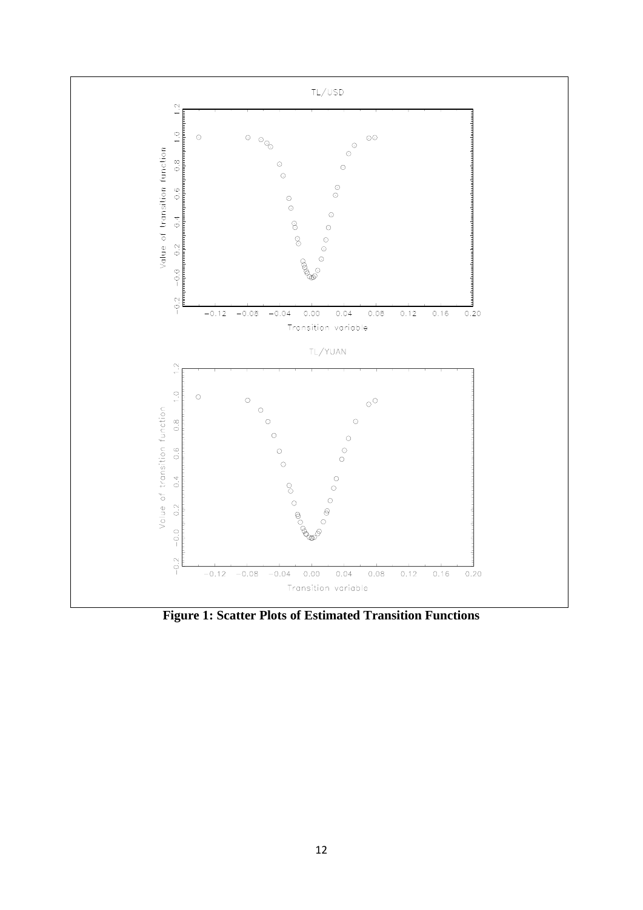**Figure 1: Scatter Plots of Estimated Transition Functions**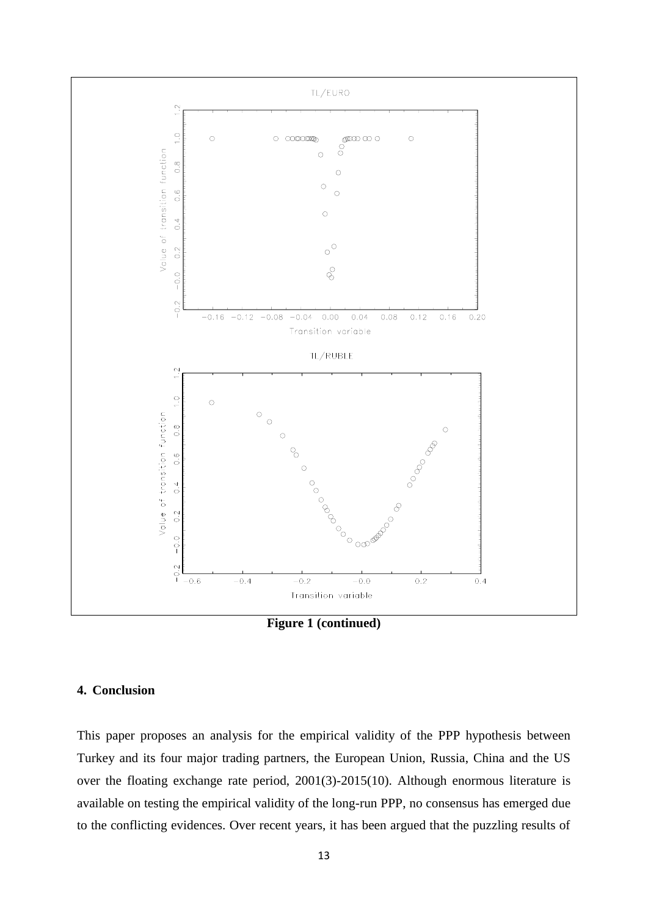**Figure 1 (continued)**

## 4. Conclusion

This paper proposes an analysis for the empirical validity of the PPP hypothesis between Turkey and its four major trading partners, the European Union, Russia, China and the US over the floating exchange rate period, 2001(3)-2015(10). Although enormous literature is available on testing the empirical validity of the long-run PPP, no consensus has emerged due to the conflicting evidences. Over recent years, it has been argued that the puzzling results of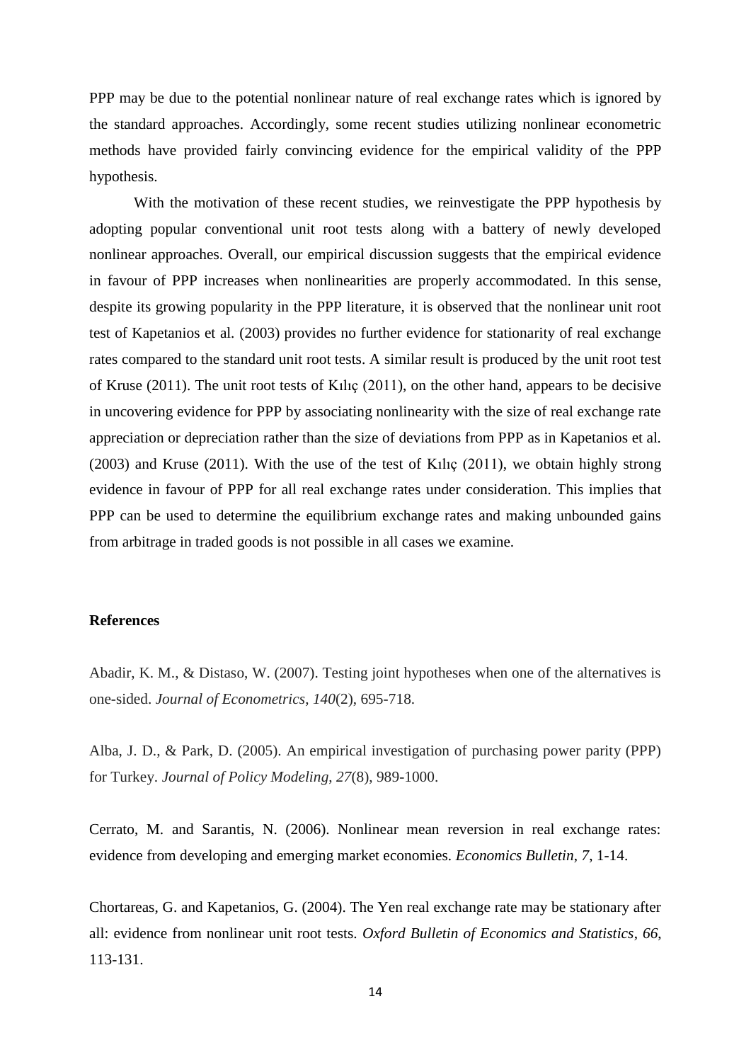PPP may be due to the potential nonlinear nature of real exchange rates which is ignored by the standard approaches. Accordingly, some recent studies utilizing nonlinear econometric methods have provided fairly convincing evidence for the empirical validity of the PPP hypothesis.

With the motivation of these recent studies, we reinvestigate the PPP hypothesis by adopting popular conventional unit root tests along with a battery of newly developed nonlinear approaches. Overall, our empirical discussion suggests that the empirical evidence in favour of PPP increases when nonlinearities are properly accommodated. In this sense, despite its growing popularity in the PPP literature, it is observed that the nonlinear unit root test of Kapetanios et al. (2003) provides no further evidence for stationarity of real exchange rates compared to the standard unit root tests. A similar result is produced by the unit root test of Kruse (2011). The unit root tests of Kılıç (2011), on the other hand, appears to be decisive in uncovering evidence for PPP by associating nonlinearity with the size of real exchange rate appreciation or depreciation rather than the size of deviations from PPP as in Kapetanios et al. (2003) and Kruse (2011). With the use of the test of Kılıç (2011), we obtain highly strong evidence in favour of PPP for all real exchange rates under consideration. This implies that PPP can be used to determine the equilibrium exchange rates and making unbounded gains from arbitrage in traded goods is not possible in all cases we examine.

**References**

Abadir, K. M., & Distaso, W. (2007). Testing joint hypotheses when one of the alternatives is one-sided. *Journal of Econometrics*, *140*(2), 695-718.

Alba, J. D., & Park, D. (2005). An empirical investigation of purchasing power parity (PPP) for Turkey. *Journal of Policy Modeling*, *27*(8), 989-1000.

Cerrato, M. and Sarantis, N. (2006). Nonlinear mean reversion in real exchange rates: evidence from developing and emerging market economies. *Economics Bulletin*, *7*, 1-14.

Chortareas, G. and Kapetanios, G. (2004). The Yen real exchange rate may be stationary after all: evidence from nonlinear unit root tests. *Oxford Bulletin of Economics and Statistics*, *66*, 113-131.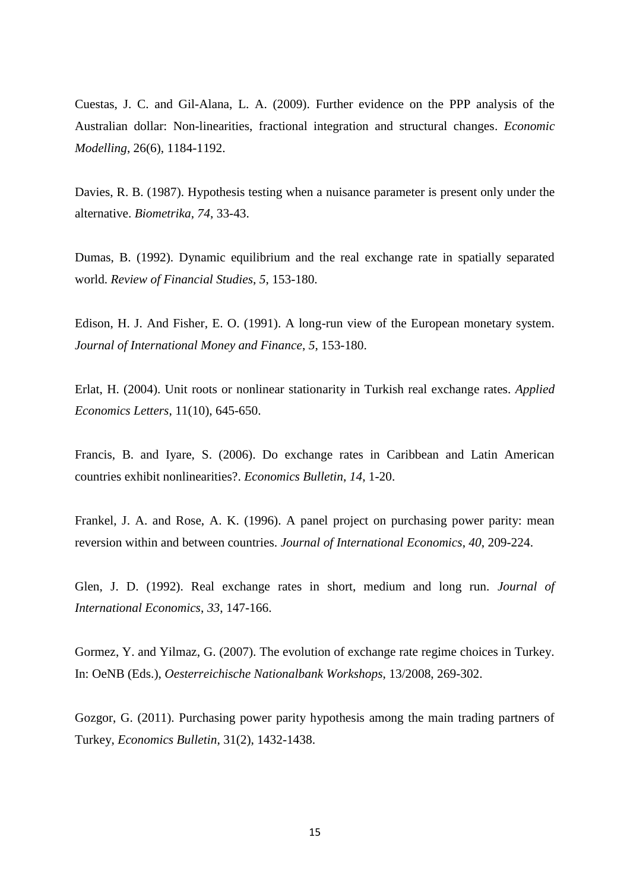Cuestas, J. C. and Gil-Alana, L. A. (2009). Further evidence on the PPP analysis of the Australian dollar: Non-linearities, fractional integration and structural changes. *Economic Modelling*, 26(6), 1184-1192.

Davies, R. B. (1987). Hypothesis testing when a nuisance parameter is present only under the alternative. *Biometrika*, *74*, 33-43.

Dumas, B. (1992). Dynamic equilibrium and the real exchange rate in spatially separated world. *Review of Financial Studies*, *5*, 153-180.

Edison, H. J. And Fisher, E. O. (1991). A long-run view of the European monetary system. *Journal of International Money and Finance*, *5*, 153-180.

Erlat, H. (2004). Unit roots or nonlinear stationarity in Turkish real exchange rates. *Applied Economics Letters*, 11(10), 645-650.

Francis, B. and Iyare, S. (2006). Do exchange rates in Caribbean and Latin American countries exhibit nonlinearities?. *Economics Bulletin*, *14*, 1-20.

Frankel, J. A. and Rose, A. K. (1996). A panel project on purchasing power parity: mean reversion within and between countries. *Journal of International Economics*, *40*, 209-224.

Glen, J. D. (1992). Real exchange rates in short, medium and long run. *Journal of International Economics*, *33*, 147-166.

Gormez, Y. and Yilmaz, G. (2007). The evolution of exchange rate regime choices in Turkey. In: OeNB (Eds.), *Oesterreichische Nationalbank Workshops*, 13/2008, 269-302.

Gozgor, G. (2011). Purchasing power parity hypothesis among the main trading partners of Turkey, *Economics Bulletin*, 31(2), 1432-1438.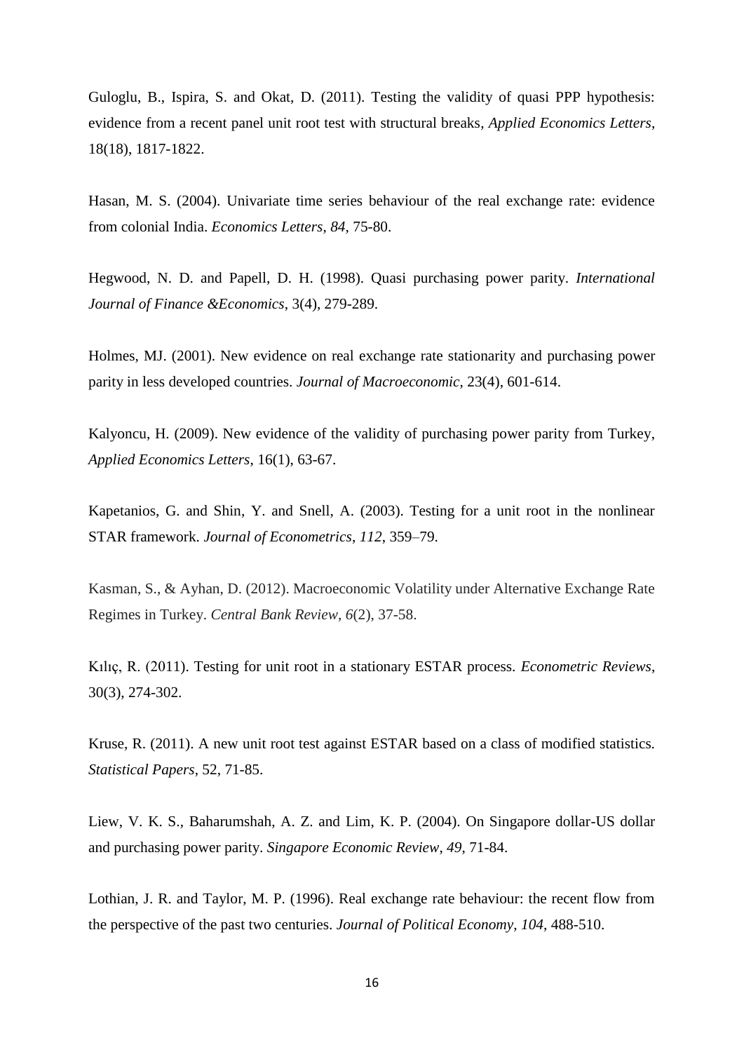Guloglu, B., Ispira, S. and Okat, D. (2011). Testing the validity of quasi PPP hypothesis: evidence from a recent panel unit root test with structural breaks, *Applied Economics Letters*, 18(18), 1817-1822.

Hasan, M. S. (2004). Univariate time series behaviour of the real exchange rate: evidence from colonial India. *Economics Letters*, *84*, 75-80.

Hegwood, N. D. and Papell, D. H. (1998). Quasi purchasing power parity. *International Journal of Finance &Economics*, 3(4), 279-289.

Holmes, MJ. (2001). New evidence on real exchange rate stationarity and purchasing power parity in less developed countries. *Journal of Macroeconomic*, 23(4), 601-614.

Kalyoncu, H. (2009). New evidence of the validity of purchasing power parity from Turkey, *Applied Economics Letters*, 16(1), 63-67.

Kapetanios, G. and Shin, Y. and Snell, A. (2003). Testing for a unit root in the nonlinear STAR framework. *Journal of Econometrics*, *112*, 359–79.

Kasman, S., & Ayhan, D. (2012). Macroeconomic Volatility under Alternative Exchange Rate Regimes in Turkey. *Central Bank Review*, *6*(2), 37-58.

Kılıç, R. (2011). Testing for unit root in a stationary ESTAR process. *Econometric Reviews*, 30(3), 274-302.

Kruse, R. (2011). A new unit root test against ESTAR based on a class of modified statistics. *Statistical Papers*, 52, 71-85.

Liew, V. K. S., Baharumshah, A. Z. and Lim, K. P. (2004). On Singapore dollar-US dollar and purchasing power parity. *Singapore Economic Review*, *49*, 71-84.

Lothian, J. R. and Taylor, M. P. (1996). Real exchange rate behaviour: the recent flow from the perspective of the past two centuries. *Journal of Political Economy*, *104*, 488-510.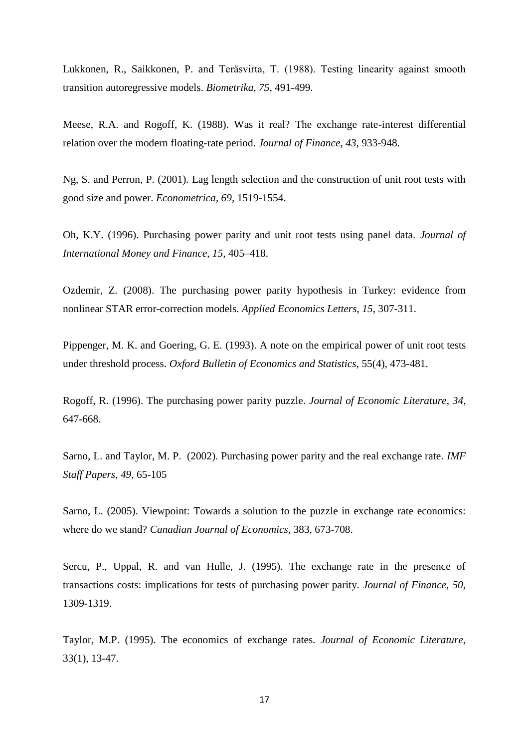Lukkonen, R., Saikkonen, P. and Teräsvirta, T. (1988). Testing linearity against smooth transition autoregressive models. *Biometrika*, *75*, 491-499.

Meese, R.A. and Rogoff, K. (1988). Was it real? The exchange rate-interest differential relation over the modern floating-rate period. *Journal of Finance*, *43*, 933-948.

Ng, S. and Perron, P. (2001). Lag length selection and the construction of unit root tests with good size and power. *Econometrica*, *69*, 1519-1554.

Oh, K.Y. (1996). Purchasing power parity and unit root tests using panel data. *Journal of International Money and Finance*, *15*, 405–418.

Ozdemir, Z. (2008). The purchasing power parity hypothesis in Turkey: evidence from nonlinear STAR error-correction models. *Applied Economics Letters*, *15*, 307-311.

Pippenger, M. K. and Goering, G. E. (1993). A note on the empirical power of unit root tests under threshold process. *Oxford Bulletin of Economics and Statistics*, 55(4), 473-481.

Rogoff, R. (1996). The purchasing power parity puzzle. *Journal of Economic Literature*, *34*, 647-668.

Sarno, L. and Taylor, M. P. (2002). Purchasing power parity and the real exchange rate. *IMF Staff Papers*, *49*, 65-105

Sarno, L. (2005). Viewpoint: Towards a solution to the puzzle in exchange rate economics: where do we stand? *Canadian Journal of Economics*, 383, 673-708.

Sercu, P., Uppal, R. and van Hulle, J. (1995). The exchange rate in the presence of transactions costs: implications for tests of purchasing power parity. *Journal of Finance*, *50*, 1309-1319.

Taylor, M.P. (1995). The economics of exchange rates. *Journal of Economic Literature*, 33(1), 13-47.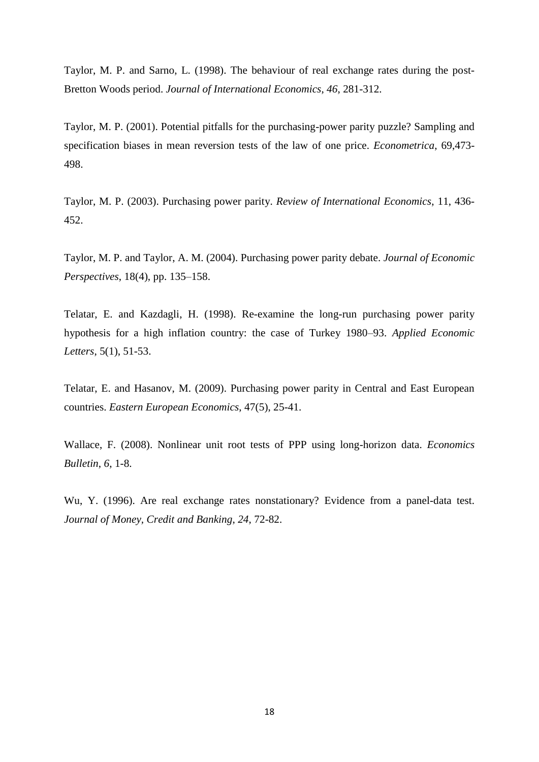Taylor, M. P. and Sarno, L. (1998). The behaviour of real exchange rates during the post-Bretton Woods period. *Journal of International Economics*, *46*, 281-312.

Taylor, M. P. (2001). Potential pitfalls for the purchasing-power parity puzzle? Sampling and specification biases in mean reversion tests of the law of one price. *Econometrica*, 69,473-498.

Taylor, M. P. (2003). Purchasing power parity. *Review of International Economics*, 11, 436-452.

Taylor, M. P. and Taylor, A. M. (2004). Purchasing power parity debate. *Journal of Economic Perspectives*, 18(4), pp. 135–158.

Telatar, E. and Kazdagli, H. (1998). Re-examine the long-run purchasing power parity hypothesis for a high inflation country: the case of Turkey 1980–93. *Applied Economic Letters*, 5(1), 51-53.

Telatar, E. and Hasanov, M. (2009). Purchasing power parity in Central and East European countries. *Eastern European Economics*, 47(5), 25-41.

Wallace, F. (2008). Nonlinear unit root tests of PPP using long-horizon data. *Economics Bulletin*, *6*, 1-8.

Wu, Y. (1996). Are real exchange rates nonstationary? Evidence from a panel-data test. *Journal of Money, Credit and Banking*, *24*, 72-82.